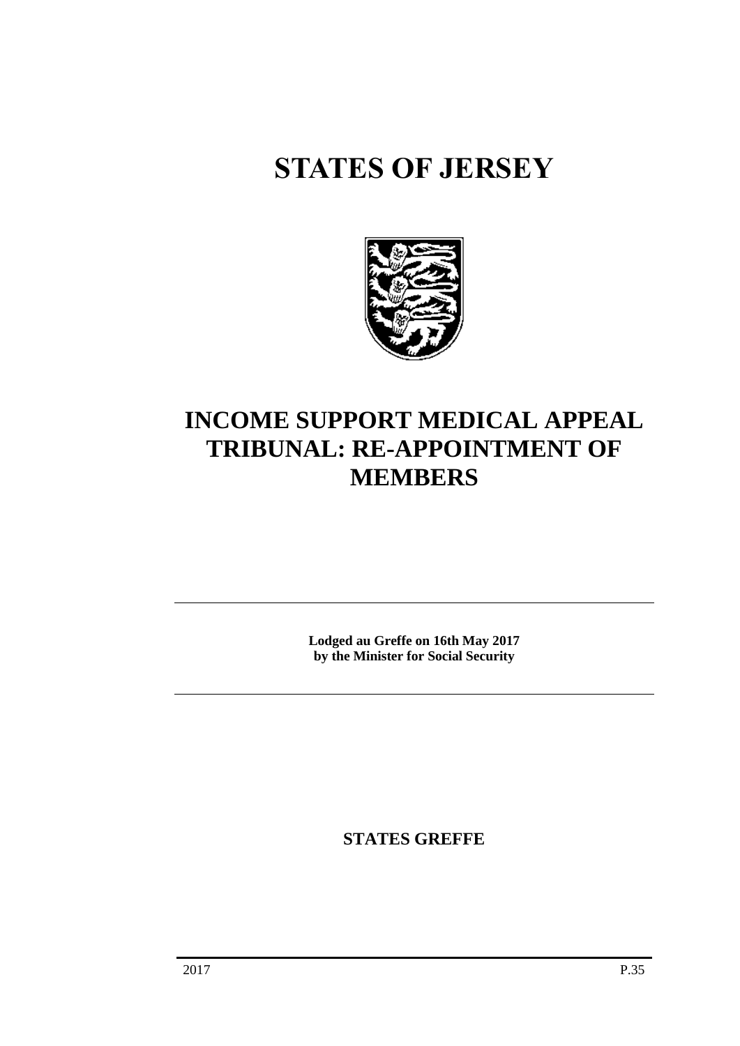# STATES OF JERSEY

# INCOME SUPPORT MEDICAL APPEAL TRIBUNAL: RE-APPOINTMENT OF MEMBERS

**Lodged au Greffe on 16th May 2017**
**by the Minister for Social Security**

**STATES GREFFE**

2017 P.35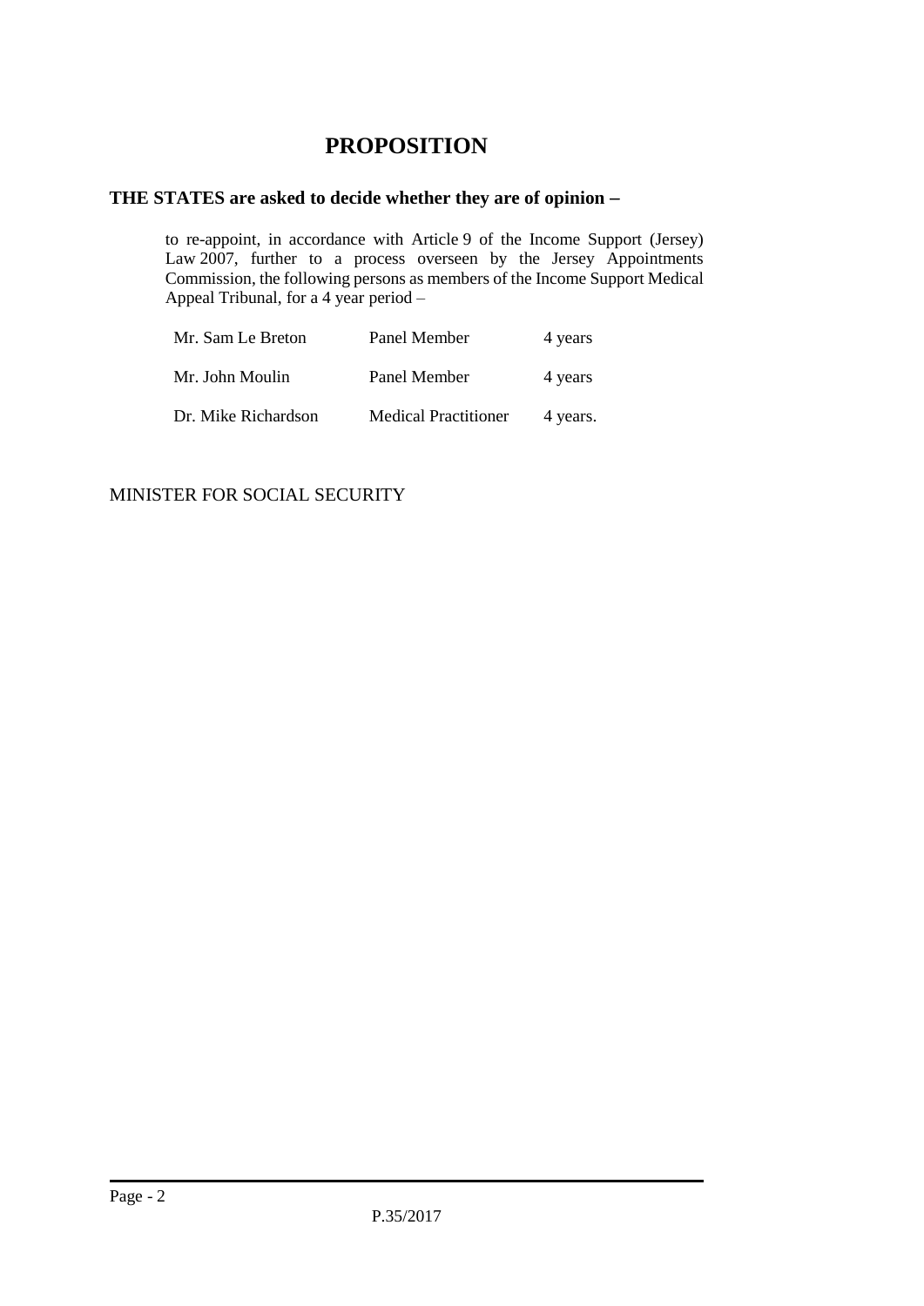# PROPOSITION

**THE STATES are asked to decide whether they are of opinion −**

to re-appoint, in accordance with Article 9 of the Income Support (Jersey) Law 2007, further to a process overseen by the Jersey Appointments Commission, the following persons as members of the Income Support Medical Appeal Tribunal, for a 4 year period –

| | | |
|---|---|---|
| Mr. Sam Le Breton | Panel Member | 4 years |
| Mr. John Moulin | Panel Member | 4 years |
| Dr. Mike Richardson | Medical Practitioner | 4 years. |

MINISTER FOR SOCIAL SECURITY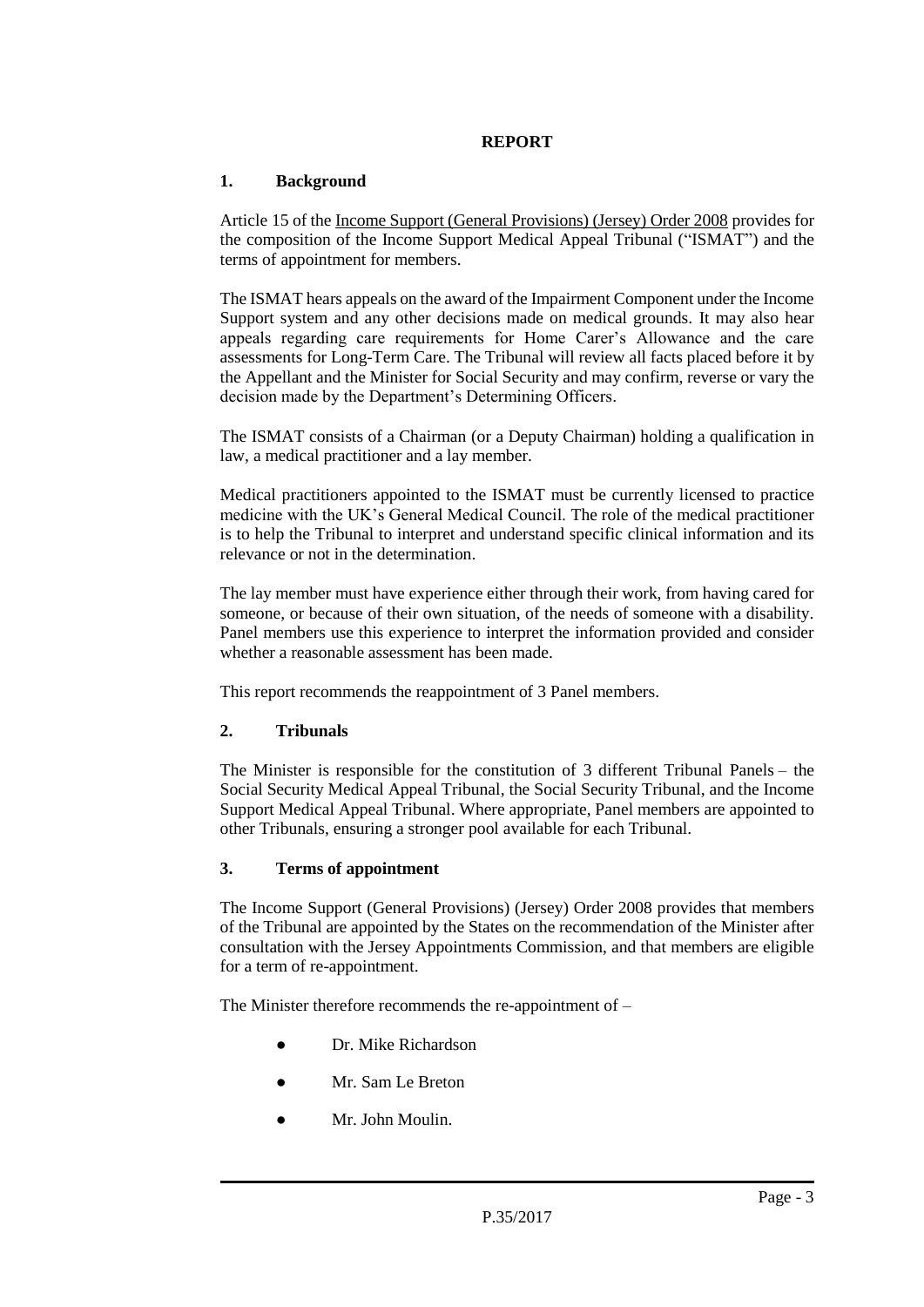**REPORT**

## 1. Background

Article 15 of the Income Support (General Provisions) (Jersey) Order 2008 provides for the composition of the Income Support Medical Appeal Tribunal ("ISMAT") and the terms of appointment for members.

The ISMAT hears appeals on the award of the Impairment Component under the Income Support system and any other decisions made on medical grounds. It may also hear appeals regarding care requirements for Home Carer's Allowance and the care assessments for Long-Term Care. The Tribunal will review all facts placed before it by the Appellant and the Minister for Social Security and may confirm, reverse or vary the decision made by the Department's Determining Officers.

The ISMAT consists of a Chairman (or a Deputy Chairman) holding a qualification in law, a medical practitioner and a lay member.

Medical practitioners appointed to the ISMAT must be currently licensed to practice medicine with the UK's General Medical Council. The role of the medical practitioner is to help the Tribunal to interpret and understand specific clinical information and its relevance or not in the determination.

The lay member must have experience either through their work, from having cared for someone, or because of their own situation, of the needs of someone with a disability. Panel members use this experience to interpret the information provided and consider whether a reasonable assessment has been made.

This report recommends the reappointment of 3 Panel members.

## 2. Tribunals

The Minister is responsible for the constitution of 3 different Tribunal Panels – the Social Security Medical Appeal Tribunal, the Social Security Tribunal, and the Income Support Medical Appeal Tribunal. Where appropriate, Panel members are appointed to other Tribunals, ensuring a stronger pool available for each Tribunal.

## 3. Terms of appointment

The Income Support (General Provisions) (Jersey) Order 2008 provides that members of the Tribunal are appointed by the States on the recommendation of the Minister after consultation with the Jersey Appointments Commission, and that members are eligible for a term of re-appointment.

The Minister therefore recommends the re-appointment of –

- Dr. Mike Richardson
- Mr. Sam Le Breton
- Mr. John Moulin.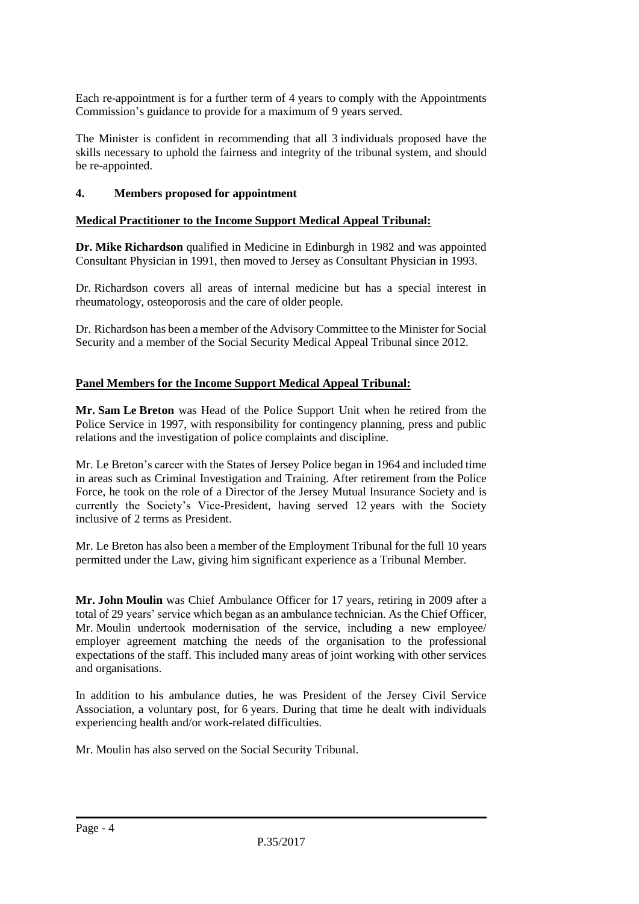Each re-appointment is for a further term of 4 years to comply with the Appointments Commission's guidance to provide for a maximum of 9 years served.

The Minister is confident in recommending that all 3 individuals proposed have the skills necessary to uphold the fairness and integrity of the tribunal system, and should be re-appointed.

## 4. Members proposed for appointment

**Medical Practitioner to the Income Support Medical Appeal Tribunal:**

**Dr. Mike Richardson** qualified in Medicine in Edinburgh in 1982 and was appointed Consultant Physician in 1991, then moved to Jersey as Consultant Physician in 1993.

Dr. Richardson covers all areas of internal medicine but has a special interest in rheumatology, osteoporosis and the care of older people.

Dr. Richardson has been a member of the Advisory Committee to the Minister for Social Security and a member of the Social Security Medical Appeal Tribunal since 2012.

**Panel Members for the Income Support Medical Appeal Tribunal:**

**Mr. Sam Le Breton** was Head of the Police Support Unit when he retired from the Police Service in 1997, with responsibility for contingency planning, press and public relations and the investigation of police complaints and discipline.

Mr. Le Breton's career with the States of Jersey Police began in 1964 and included time in areas such as Criminal Investigation and Training. After retirement from the Police Force, he took on the role of a Director of the Jersey Mutual Insurance Society and is currently the Society's Vice-President, having served 12 years with the Society inclusive of 2 terms as President.

Mr. Le Breton has also been a member of the Employment Tribunal for the full 10 years permitted under the Law, giving him significant experience as a Tribunal Member.

**Mr. John Moulin** was Chief Ambulance Officer for 17 years, retiring in 2009 after a total of 29 years' service which began as an ambulance technician. As the Chief Officer, Mr. Moulin undertook modernisation of the service, including a new employee/ employer agreement matching the needs of the organisation to the professional expectations of the staff. This included many areas of joint working with other services and organisations.

In addition to his ambulance duties, he was President of the Jersey Civil Service Association, a voluntary post, for 6 years. During that time he dealt with individuals experiencing health and/or work-related difficulties.

Mr. Moulin has also served on the Social Security Tribunal.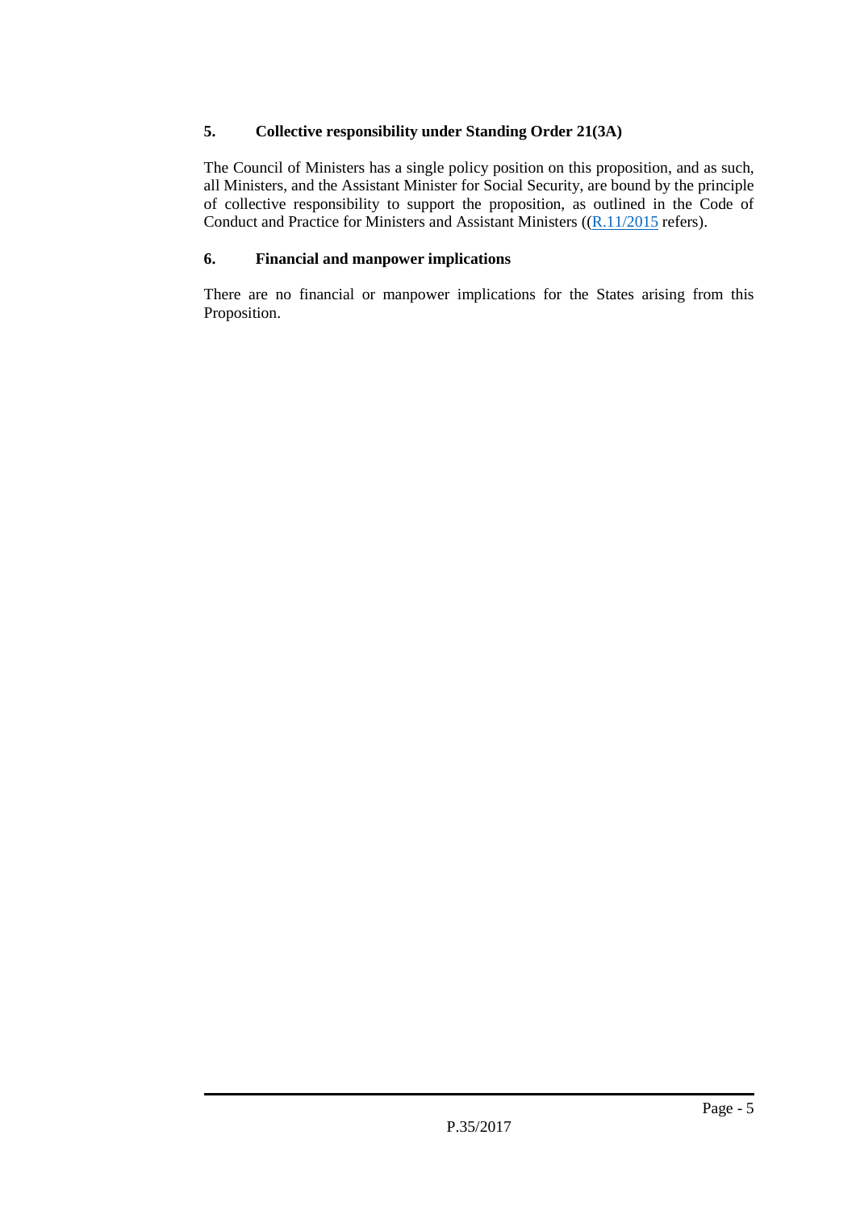## 5. Collective responsibility under Standing Order 21(3A)

The Council of Ministers has a single policy position on this proposition, and as such, all Ministers, and the Assistant Minister for Social Security, are bound by the principle of collective responsibility to support the proposition, as outlined in the Code of Conduct and Practice for Ministers and Assistant Ministers ((R.11/2015 refers).

## 6. Financial and manpower implications

There are no financial or manpower implications for the States arising from this Proposition.